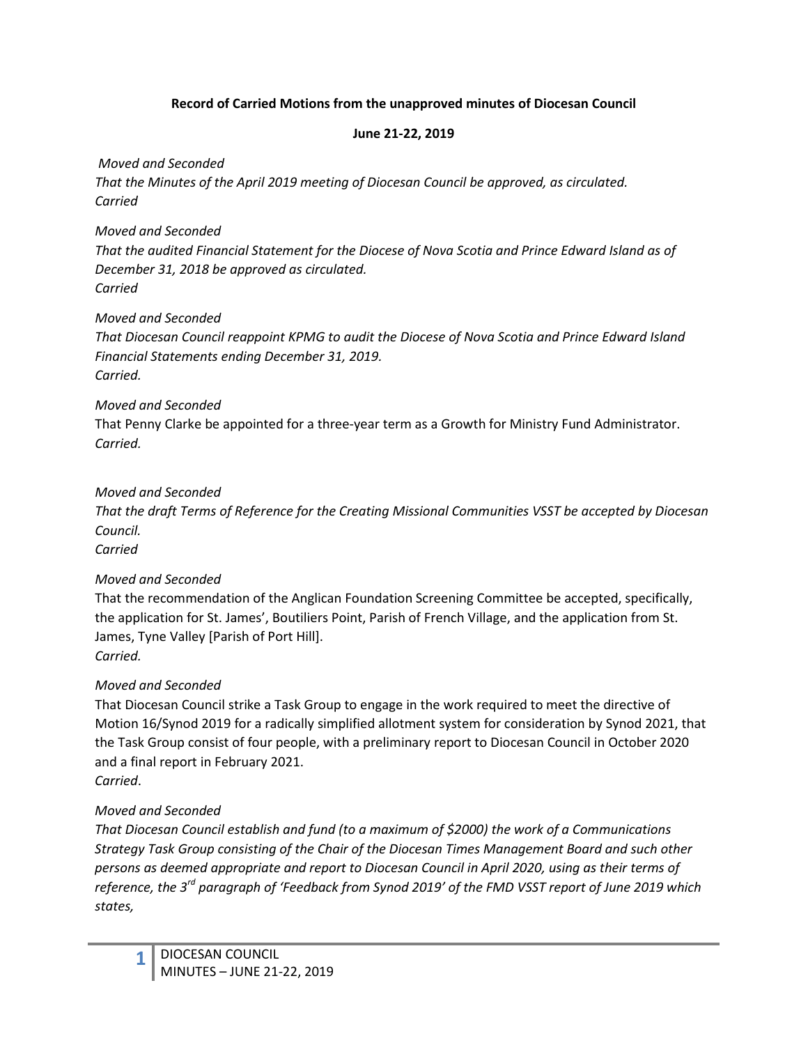**Record of Carried Motions from the unapproved minutes of Diocesan Council**

**June 21-22, 2019**

*Moved and Seconded*
*That the Minutes of the April 2019 meeting of Diocesan Council be approved, as circulated.*
*Carried*

*Moved and Seconded*
*That the audited Financial Statement for the Diocese of Nova Scotia and Prince Edward Island as of December 31, 2018 be approved as circulated.*
*Carried*

*Moved and Seconded*
*That Diocesan Council reappoint KPMG to audit the Diocese of Nova Scotia and Prince Edward Island Financial Statements ending December 31, 2019.*
*Carried.*

*Moved and Seconded*
That Penny Clarke be appointed for a three-year term as a Growth for Ministry Fund Administrator.
*Carried.*

*Moved and Seconded*
*That the draft Terms of Reference for the Creating Missional Communities VSST be accepted by Diocesan Council.*
*Carried*

*Moved and Seconded*
That the recommendation of the Anglican Foundation Screening Committee be accepted, specifically, the application for St. James', Boutiliers Point, Parish of French Village, and the application from St. James, Tyne Valley [Parish of Port Hill].
*Carried.*

*Moved and Seconded*
That Diocesan Council strike a Task Group to engage in the work required to meet the directive of Motion 16/Synod 2019 for a radically simplified allotment system for consideration by Synod 2021, that the Task Group consist of four people, with a preliminary report to Diocesan Council in October 2020 and a final report in February 2021.
*Carried*.

*Moved and Seconded*
*That Diocesan Council establish and fund (to a maximum of $2000) the work of a Communications Strategy Task Group consisting of the Chair of the Diocesan Times Management Board and such other persons as deemed appropriate and report to Diocesan Council in April 2020, using as their terms of reference, the 3rd paragraph of 'Feedback from Synod 2019' of the FMD VSST report of June 2019 which states,*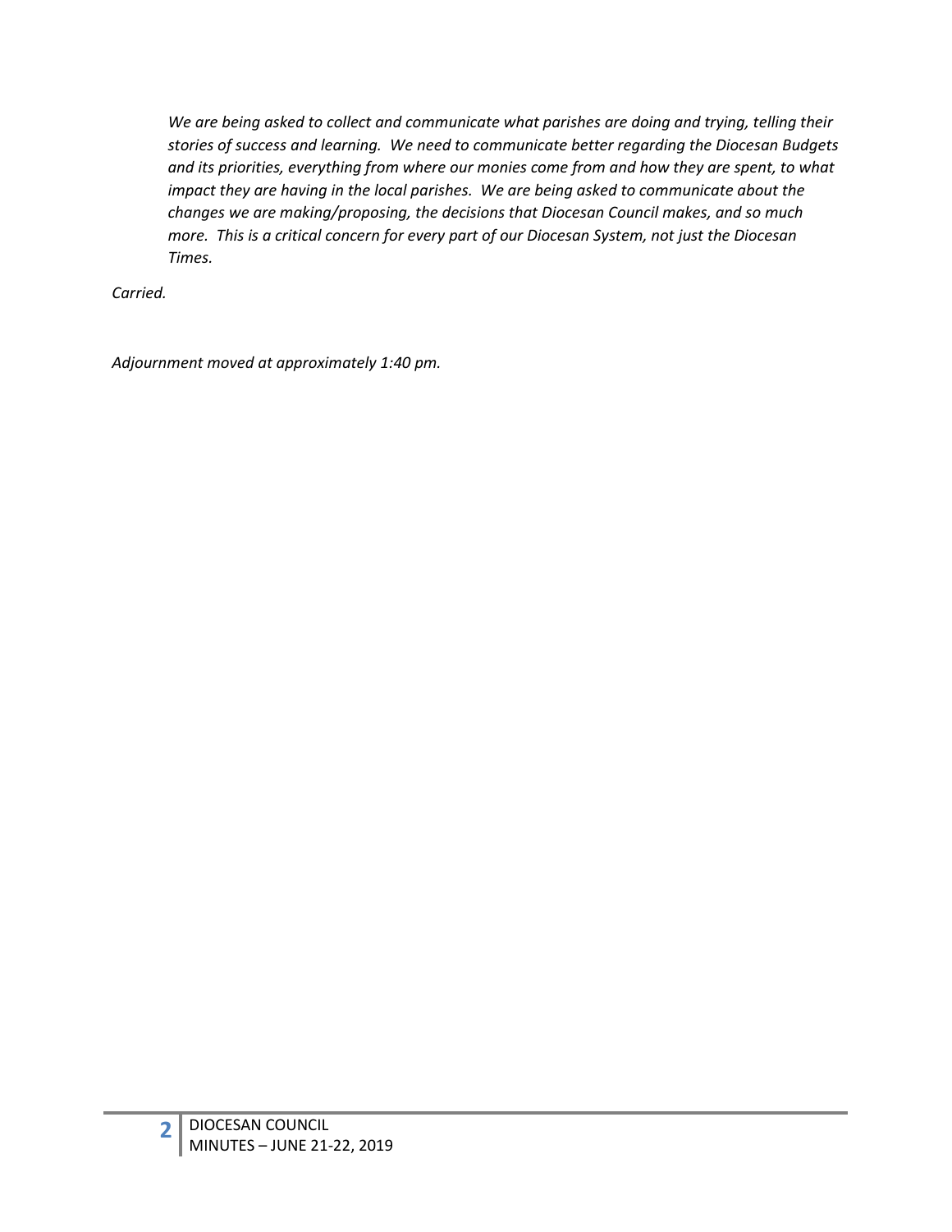> *We are being asked to collect and communicate what parishes are doing and trying, telling their stories of success and learning. We need to communicate better regarding the Diocesan Budgets and its priorities, everything from where our monies come from and how they are spent, to what impact they are having in the local parishes. We are being asked to communicate about the changes we are making/proposing, the decisions that Diocesan Council makes, and so much more. This is a critical concern for every part of our Diocesan System, not just the Diocesan Times.*

*Carried.*

*Adjournment moved at approximately 1:40 pm.*